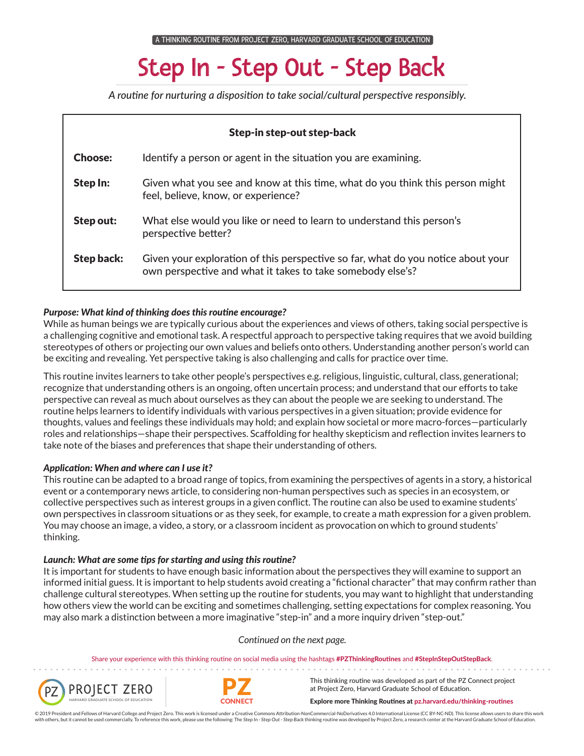A THINKING ROUTINE FROM PROJECT ZERO, HARVARD GRADUATE SCHOOL OF EDUCATION

# Step In - Step Out - Step Back

*A routine for nurturing a disposition to take social/cultural perspective responsibly.*

**Step-in step-out step-back**

| | |
|---|---|
| **Choose:** | Identify a person or agent in the situation you are examining. |
| **Step In:** | Given what you see and know at this time, what do you think this person might feel, believe, know, or experience? |
| **Step out:** | What else would you like or need to learn to understand this person's perspective better? |
| **Step back:** | Given your exploration of this perspective so far, what do you notice about your own perspective and what it takes to take somebody else's? |

***Purpose: What kind of thinking does this routine encourage?***

While as human beings we are typically curious about the experiences and views of others, taking social perspective is a challenging cognitive and emotional task. A respectful approach to perspective taking requires that we avoid building stereotypes of others or projecting our own values and beliefs onto others. Understanding another person's world can be exciting and revealing. Yet perspective taking is also challenging and calls for practice over time.

This routine invites learners to take other people's perspectives e.g. religious, linguistic, cultural, class, generational; recognize that understanding others is an ongoing, often uncertain process; and understand that our efforts to take perspective can reveal as much about ourselves as they can about the people we are seeking to understand. The routine helps learners to identify individuals with various perspectives in a given situation; provide evidence for thoughts, values and feelings these individuals may hold; and explain how societal or more macro-forces—particularly roles and relationships—shape their perspectives. Scaffolding for healthy skepticism and reflection invites learners to take note of the biases and preferences that shape their understanding of others.

***Application: When and where can I use it?***

This routine can be adapted to a broad range of topics, from examining the perspectives of agents in a story, a historical event or a contemporary news article, to considering non-human perspectives such as species in an ecosystem, or collective perspectives such as interest groups in a given conflict. The routine can also be used to examine students' own perspectives in classroom situations or as they seek, for example, to create a math expression for a given problem. You may choose an image, a video, a story, or a classroom incident as provocation on which to ground students' thinking.

***Launch: What are some tips for starting and using this routine?***

It is important for students to have enough basic information about the perspectives they will examine to support an informed initial guess. It is important to help students avoid creating a "fictional character" that may confirm rather than challenge cultural stereotypes. When setting up the routine for students, you may want to highlight that understanding how others view the world can be exciting and sometimes challenging, setting expectations for complex reasoning. You may also mark a distinction between a more imaginative "step-in" and a more inquiry driven "step-out."

*Continued on the next page.*

Share your experience with this thinking routine on social media using the hashtags **#PZThinkingRoutines** and **#StepInStepOutStepBack**.

This thinking routine was developed as part of the PZ Connect project at Project Zero, Harvard Graduate School of Education.

**Explore more Thinking Routines at pz.harvard.edu/thinking-routines**

© 2019 President and Fellows of Harvard College and Project Zero. This work is licensed under a Creative Commons Attribution-NonCommercial-NoDerivatives 4.0 International License (CC BY-NC-ND). This license allows users to share this work with others, but it cannot be used commercially. To reference this work, please use the following: The *Step In - Step Out - Step Back* thinking routine was developed by Project Zero, a research center at the Harvard Graduate School of Education.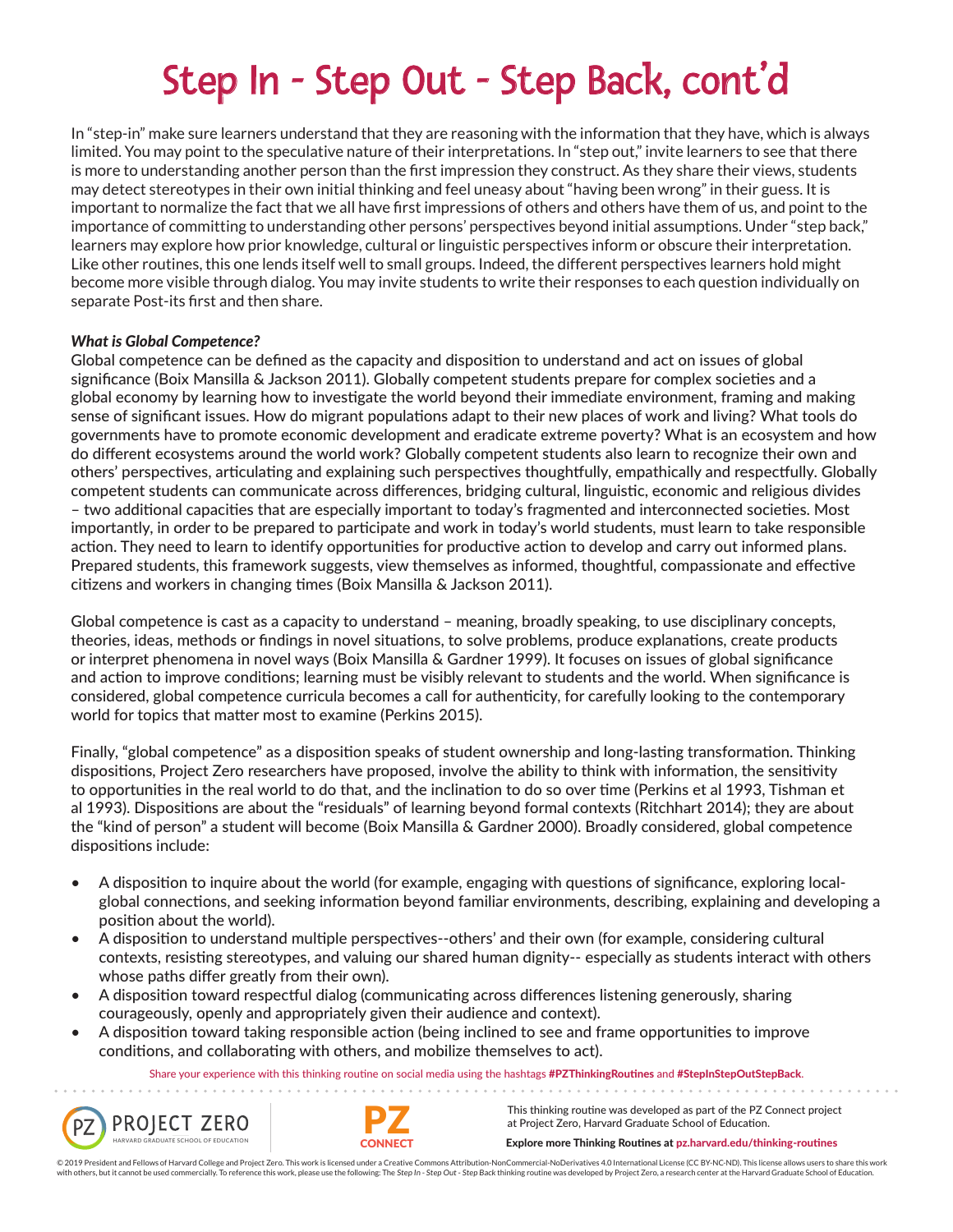# Step In - Step Out - Step Back, cont'd

In "step-in" make sure learners understand that they are reasoning with the information that they have, which is always limited. You may point to the speculative nature of their interpretations. In "step out," invite learners to see that there is more to understanding another person than the first impression they construct. As they share their views, students may detect stereotypes in their own initial thinking and feel uneasy about "having been wrong" in their guess. It is important to normalize the fact that we all have first impressions of others and others have them of us, and point to the importance of committing to understanding other persons' perspectives beyond initial assumptions. Under "step back," learners may explore how prior knowledge, cultural or linguistic perspectives inform or obscure their interpretation. Like other routines, this one lends itself well to small groups. Indeed, the different perspectives learners hold might become more visible through dialog. You may invite students to write their responses to each question individually on separate Post-its first and then share.

***What is Global Competence?***

Global competence can be defined as the capacity and disposition to understand and act on issues of global significance (Boix Mansilla & Jackson 2011). Globally competent students prepare for complex societies and a global economy by learning how to investigate the world beyond their immediate environment, framing and making sense of significant issues. How do migrant populations adapt to their new places of work and living? What tools do governments have to promote economic development and eradicate extreme poverty? What is an ecosystem and how do different ecosystems around the world work? Globally competent students also learn to recognize their own and others' perspectives, articulating and explaining such perspectives thoughtfully, empathically and respectfully. Globally competent students can communicate across differences, bridging cultural, linguistic, economic and religious divides – two additional capacities that are especially important to today's fragmented and interconnected societies. Most importantly, in order to be prepared to participate and work in today's world students, must learn to take responsible action. They need to learn to identify opportunities for productive action to develop and carry out informed plans. Prepared students, this framework suggests, view themselves as informed, thoughtful, compassionate and effective citizens and workers in changing times (Boix Mansilla & Jackson 2011).

Global competence is cast as a capacity to understand – meaning, broadly speaking, to use disciplinary concepts, theories, ideas, methods or findings in novel situations, to solve problems, produce explanations, create products or interpret phenomena in novel ways (Boix Mansilla & Gardner 1999). It focuses on issues of global significance and action to improve conditions; learning must be visibly relevant to students and the world. When significance is considered, global competence curricula becomes a call for authenticity, for carefully looking to the contemporary world for topics that matter most to examine (Perkins 2015).

Finally, "global competence" as a disposition speaks of student ownership and long-lasting transformation. Thinking dispositions, Project Zero researchers have proposed, involve the ability to think with information, the sensitivity to opportunities in the real world to do that, and the inclination to do so over time (Perkins et al 1993, Tishman et al 1993). Dispositions are about the "residuals" of learning beyond formal contexts (Ritchhart 2014); they are about the "kind of person" a student will become (Boix Mansilla & Gardner 2000). Broadly considered, global competence dispositions include:

- A disposition to inquire about the world (for example, engaging with questions of significance, exploring local-global connections, and seeking information beyond familiar environments, describing, explaining and developing a position about the world).
- A disposition to understand multiple perspectives--others' and their own (for example, considering cultural contexts, resisting stereotypes, and valuing our shared human dignity-- especially as students interact with others whose paths differ greatly from their own).
- A disposition toward respectful dialog (communicating across differences listening generously, sharing courageously, openly and appropriately given their audience and context).
- A disposition toward taking responsible action (being inclined to see and frame opportunities to improve conditions, and collaborating with others, and mobilize themselves to act).

Share your experience with this thinking routine on social media using the hashtags **#PZThinkingRoutines** and **#StepInStepOutStepBack**.

PROJECT ZERO
HARVARD GRADUATE SCHOOL OF EDUCATION

PZ CONNECT

This thinking routine was developed as part of the PZ Connect project at Project Zero, Harvard Graduate School of Education.

**Explore more Thinking Routines at pz.harvard.edu/thinking-routines**

© 2019 President and Fellows of Harvard College and Project Zero. This work is licensed under a Creative Commons Attribution-NonCommercial-NoDerivatives 4.0 International License (CC BY-NC-ND). This license allows users to share this work with others, but it cannot be used commercially. To reference this work, please use the following: The *Step In - Step Out - Step Back* thinking routine was developed by Project Zero, a research center at the Harvard Graduate School of Education.